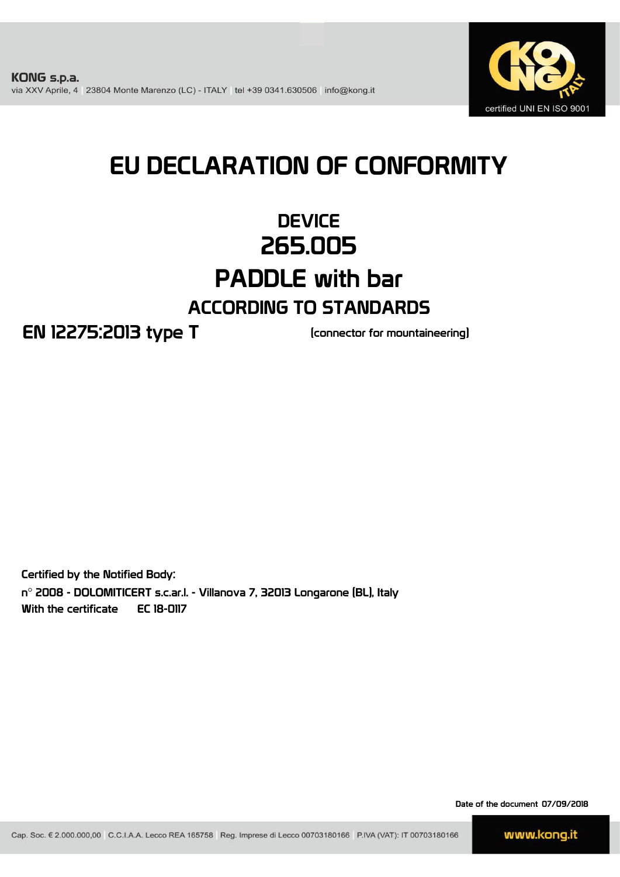**KONG s.p.a.**
via XXV Aprile, 4 | 23804 Monte Marenzo (LC) - ITALY | tel +39 0341.630506 | info@kong.it

certified UNI EN ISO 9001

# EU DECLARATION OF CONFORMITY

## DEVICE

## 265.005

## PADDLE with bar

### ACCORDING TO STANDARDS

**EN 12275:2013 type T** (connector for mountaineering)

Certified by the Notified Body:
n° 2008 - DOLOMITICERT s.c.ar.l. - Villanova 7, 32013 Longarone (BL), Italy
With the certificate EC 18-0117

Date of the document 07/09/2018

Cap. Soc. € 2.000.000,00 | C.C.I.A.A. Lecco REA 165758 | Reg. Imprese di Lecco 00703180166 | P.IVA (VAT): IT 00703180166

www.kong.it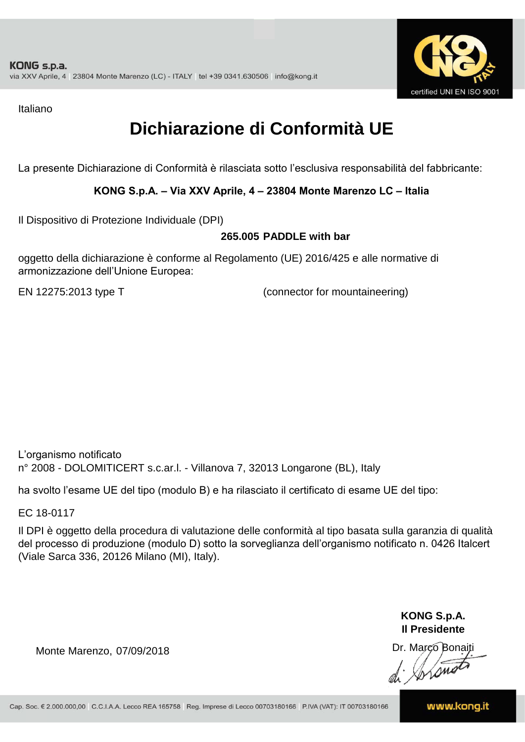KONG s.p.a.
via XXV Aprile, 4 | 23804 Monte Marenzo (LC) - ITALY | tel +39 0341.630506 | info@kong.it

certified UNI EN ISO 9001

Italiano

# Dichiarazione di Conformità UE

La presente Dichiarazione di Conformità è rilasciata sotto l'esclusiva responsabilità del fabbricante:

**KONG S.p.A. – Via XXV Aprile, 4 – 23804 Monte Marenzo LC – Italia**

Il Dispositivo di Protezione Individuale (DPI)

**265.005 PADDLE with bar**

oggetto della dichiarazione è conforme al Regolamento (UE) 2016/425 e alle normative di armonizzazione dell'Unione Europea:

EN 12275:2013 type T (connector for mountaineering)

L'organismo notificato
n° 2008 - DOLOMITICERT s.c.ar.l. - Villanova 7, 32013 Longarone (BL), Italy

ha svolto l'esame UE del tipo (modulo B) e ha rilasciato il certificato di esame UE del tipo:

EC 18-0117

Il DPI è oggetto della procedura di valutazione delle conformità al tipo basata sulla garanzia di qualità del processo di produzione (modulo D) sotto la sorveglianza dell'organismo notificato n. 0426 Italcert (Viale Sarca 336, 20126 Milano (MI), Italy).

Monte Marenzo, 07/09/2018

**KONG S.p.A.**
**Il Presidente**
Dr. Marco Bonaiti

Cap. Soc. € 2.000.000,00 | C.C.I.A.A. Lecco REA 165758 | Reg. Imprese di Lecco 00703180166 | P.IVA (VAT): IT 00703180166

www.kong.it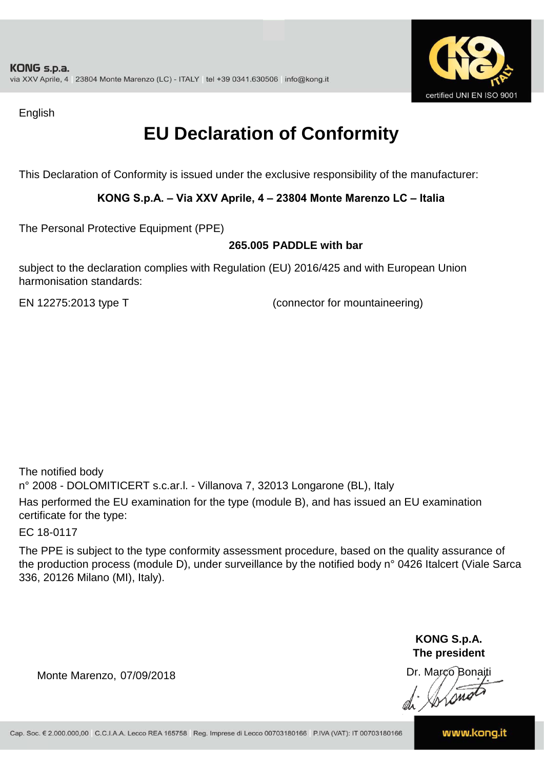KONG s.p.a.
via XXV Aprile, 4 | 23804 Monte Marenzo (LC) - ITALY | tel +39 0341.630506 | info@kong.it

certified UNI EN ISO 9001

English

# EU Declaration of Conformity

This Declaration of Conformity is issued under the exclusive responsibility of the manufacturer:

**KONG S.p.A. – Via XXV Aprile, 4 – 23804 Monte Marenzo LC – Italia**

The Personal Protective Equipment (PPE)

**265.005 PADDLE with bar**

subject to the declaration complies with Regulation (EU) 2016/425 and with European Union harmonisation standards:

EN 12275:2013 type T (connector for mountaineering)

The notified body
n° 2008 - DOLOMITICERT s.c.ar.l. - Villanova 7, 32013 Longarone (BL), Italy
Has performed the EU examination for the type (module B), and has issued an EU examination certificate for the type:

EC 18-0117

The PPE is subject to the type conformity assessment procedure, based on the quality assurance of the production process (module D), under surveillance by the notified body n° 0426 Italcert (Viale Sarca 336, 20126 Milano (MI), Italy).

Monte Marenzo, 07/09/2018

**KONG S.p.A.**
**The president**
Dr. Marco Bonaiti

Cap. Soc. € 2.000.000,00 | C.C.I.A.A. Lecco REA 165758 | Reg. Imprese di Lecco 00703180166 | P.IVA (VAT): IT 00703180166

www.kong.it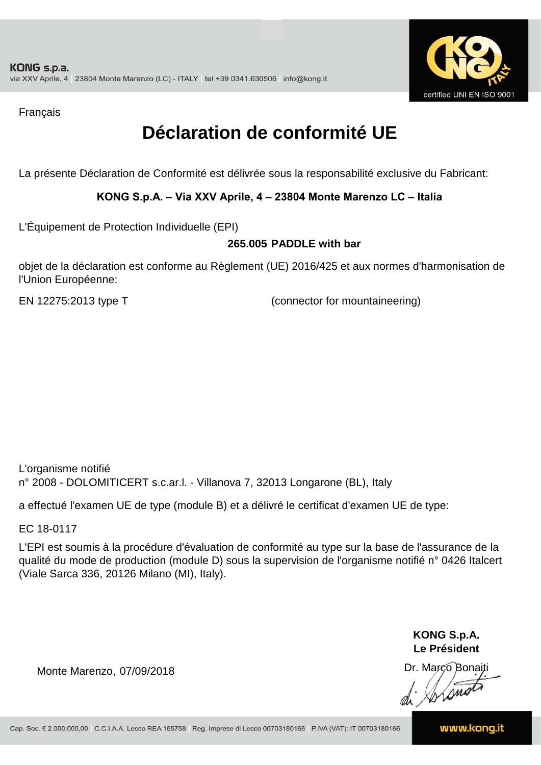KONG s.p.a.
via XXV Aprile, 4 | 23804 Monte Marenzo (LC) - ITALY | tel +39 0341.630506 | info@kong.it

certified UNI EN ISO 9001

Français

# Déclaration de conformité UE

La présente Déclaration de Conformité est délivrée sous la responsabilité exclusive du Fabricant:

**KONG S.p.A. – Via XXV Aprile, 4 – 23804 Monte Marenzo LC – Italia**

L'Équipement de Protection Individuelle (EPI)

**265.005 PADDLE with bar**

objet de la déclaration est conforme au Règlement (UE) 2016/425 et aux normes d'harmonisation de l'Union Européenne:

EN 12275:2013 type T (connector for mountaineering)

L'organisme notifié
n° 2008 - DOLOMITICERT s.c.ar.l. - Villanova 7, 32013 Longarone (BL), Italy

a effectué l'examen UE de type (module B) et a délivré le certificat d'examen UE de type:

EC 18-0117

L'EPI est soumis à la procédure d'évaluation de conformité au type sur la base de l'assurance de la qualité du mode de production (module D) sous la supervision de l'organisme notifié n° 0426 Italcert (Viale Sarca 336, 20126 Milano (MI), Italy).

**KONG S.p.A.**
**Le Président**

Monte Marenzo, 07/09/2018

Dr. Marco Bonaiti

Cap. Soc. € 2.000.000,00 | C.C.I.A.A. Lecco REA 165758 | Reg. Imprese di Lecco 00703180166 | P.IVA (VAT): IT 00703180166

www.kong.it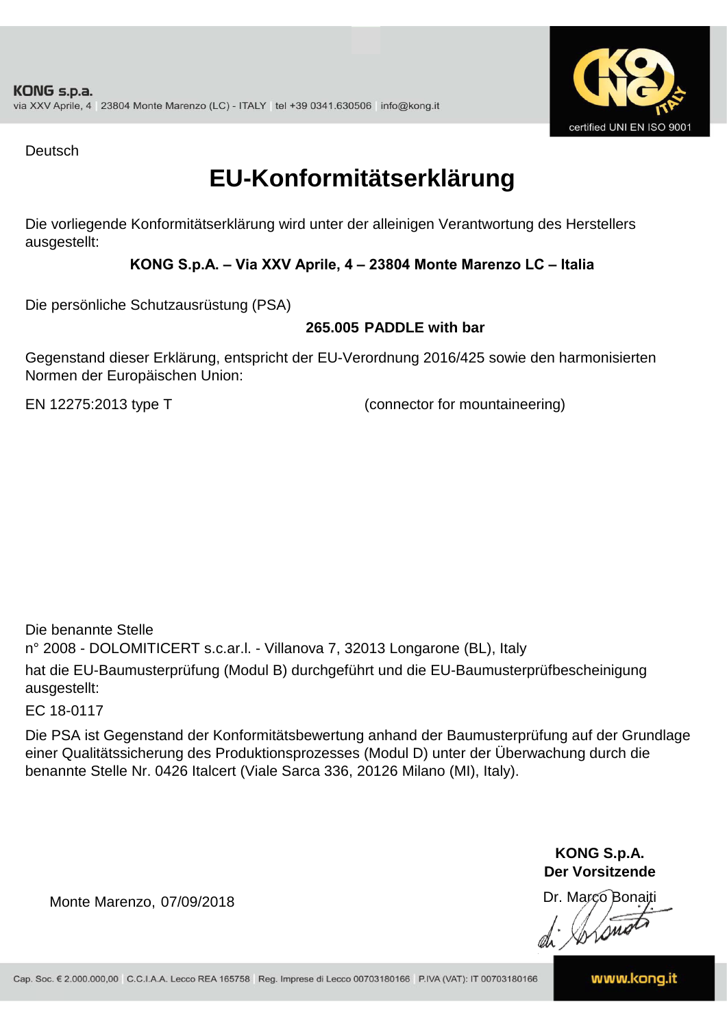KONG s.p.a.
via XXV Aprile, 4 | 23804 Monte Marenzo (LC) - ITALY | tel +39 0341.630506 | info@kong.it

certified UNI EN ISO 9001

Deutsch

# EU-Konformitätserklärung

Die vorliegende Konformitätserklärung wird unter der alleinigen Verantwortung des Herstellers ausgestellt:

**KONG S.p.A. – Via XXV Aprile, 4 – 23804 Monte Marenzo LC – Italia**

Die persönliche Schutzausrüstung (PSA)

**265.005 PADDLE with bar**

Gegenstand dieser Erklärung, entspricht der EU-Verordnung 2016/425 sowie den harmonisierten Normen der Europäischen Union:

EN 12275:2013 type T (connector for mountaineering)

Die benannte Stelle
n° 2008 - DOLOMITICERT s.c.ar.l. - Villanova 7, 32013 Longarone (BL), Italy
hat die EU-Baumusterprüfung (Modul B) durchgeführt und die EU-Baumusterprüfbescheinigung ausgestellt:

EC 18-0117

Die PSA ist Gegenstand der Konformitätsbewertung anhand der Baumusterprüfung auf der Grundlage einer Qualitätssicherung des Produktionsprozesses (Modul D) unter der Überwachung durch die benannte Stelle Nr. 0426 Italcert (Viale Sarca 336, 20126 Milano (MI), Italy).

**KONG S.p.A.**
**Der Vorsitzende**

Monte Marenzo, 07/09/2018

Dr. Marco Bonaiti

Cap. Soc. € 2.000.000,00 | C.C.I.A.A. Lecco REA 165758 | Reg. Imprese di Lecco 00703180166 | P.IVA (VAT): IT 00703180166 | www.kong.it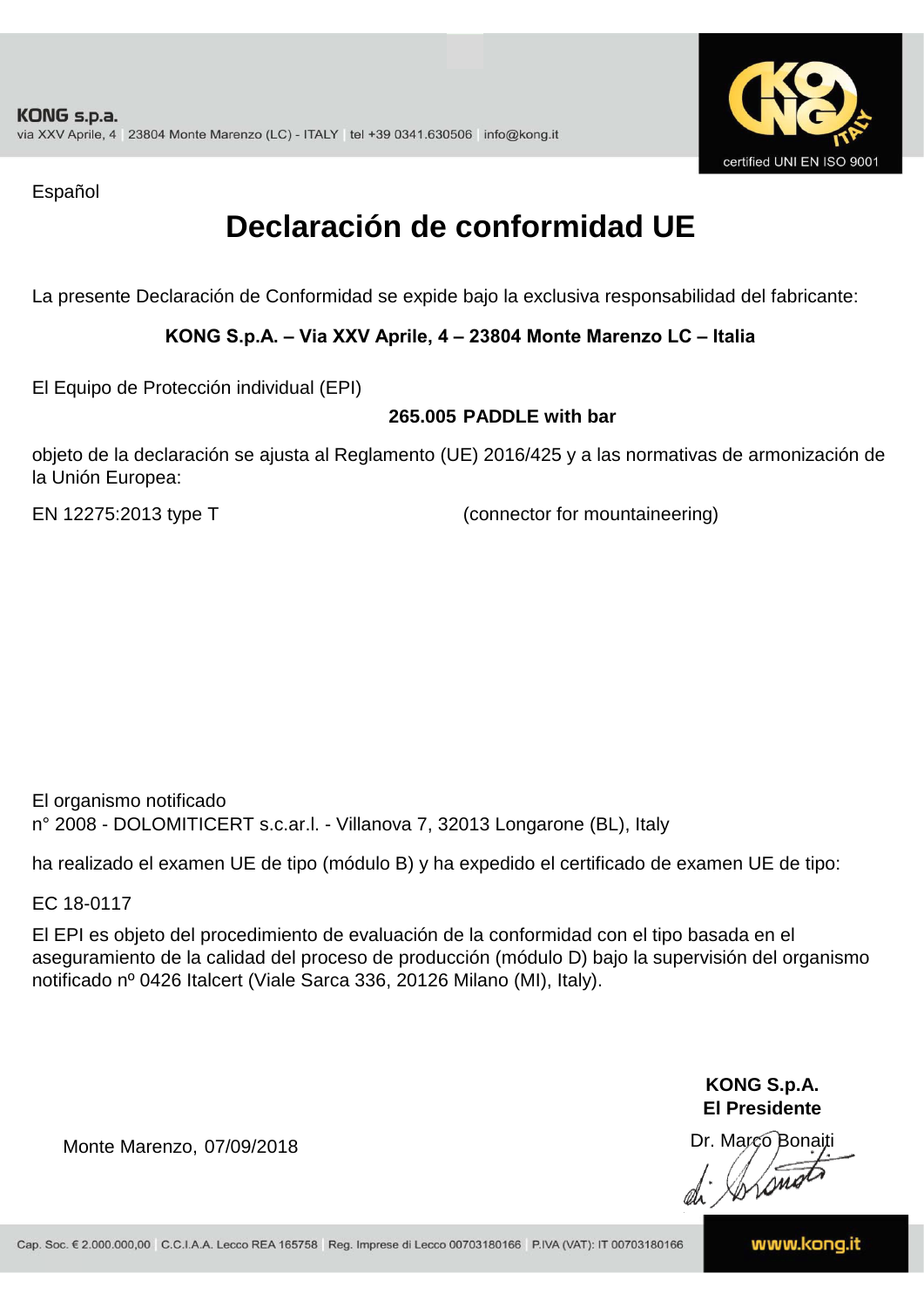Español

# Declaración de conformidad UE

La presente Declaración de Conformidad se expide bajo la exclusiva responsabilidad del fabricante:

**KONG S.p.A. – Via XXV Aprile, 4 – 23804 Monte Marenzo LC – Italia**

El Equipo de Protección individual (EPI)

**265.005 PADDLE with bar**

objeto de la declaración se ajusta al Reglamento (UE) 2016/425 y a las normativas de armonización de la Unión Europea:

EN 12275:2013 type T (connector for mountaineering)

El organismo notificado
n° 2008 - DOLOMITICERT s.c.ar.l. - Villanova 7, 32013 Longarone (BL), Italy

ha realizado el examen UE de tipo (módulo B) y ha expedido el certificado de examen UE de tipo:

EC 18-0117

El EPI es objeto del procedimiento de evaluación de la conformidad con el tipo basada en el aseguramiento de la calidad del proceso de producción (módulo D) bajo la supervisión del organismo notificado nº 0426 Italcert (Viale Sarca 336, 20126 Milano (MI), Italy).

Monte Marenzo, 07/09/2018

**KONG S.p.A.**
**El Presidente**
Dr. Marco Bonaiti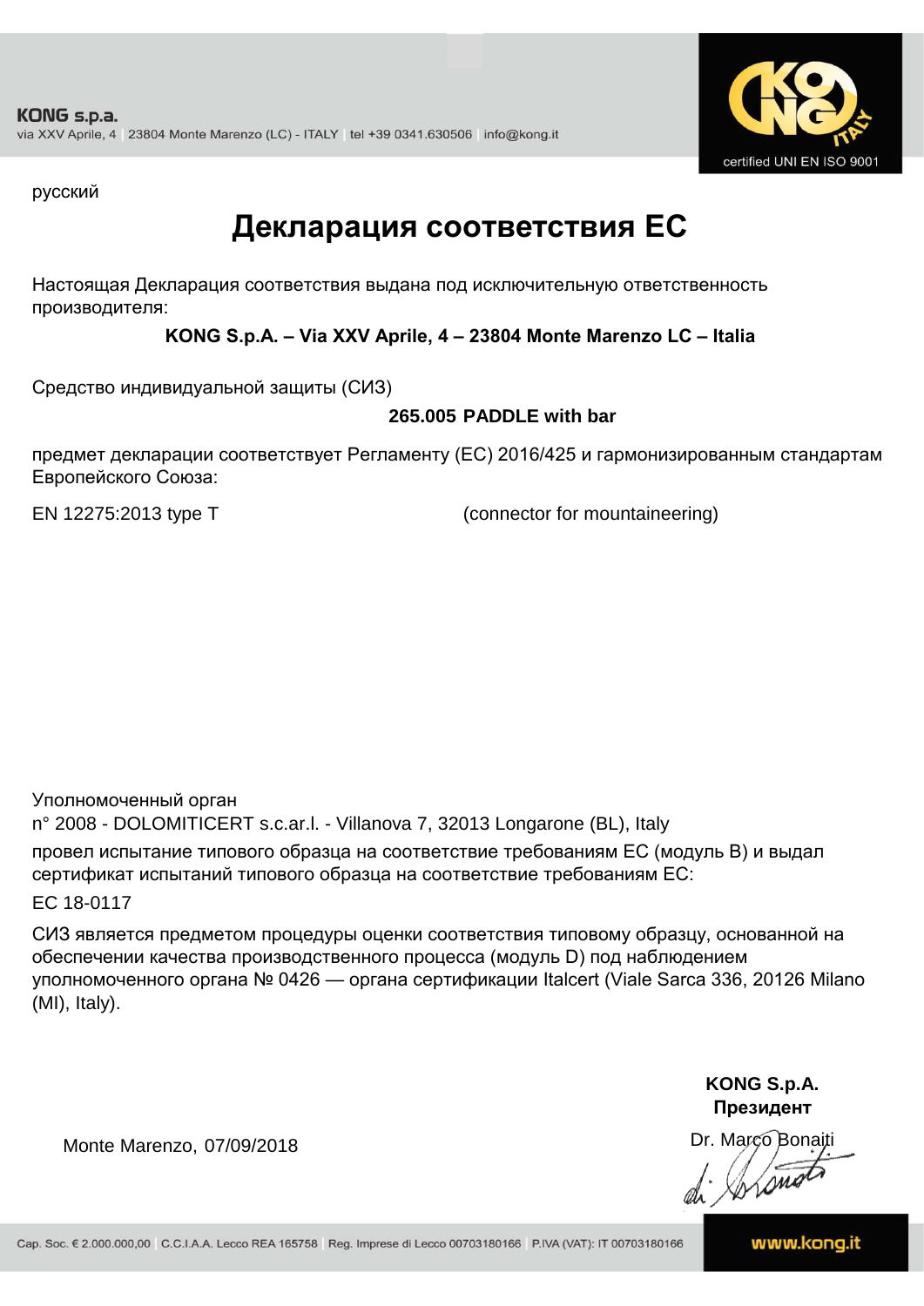KONG s.p.a.
via XXV Aprile, 4 | 23804 Monte Marenzo (LC) - ITALY | tel +39 0341.630506 | info@kong.it

certified UNI EN ISO 9001

русский

# Декларация соответствия ЕС

Настоящая Декларация соответствия выдана под исключительную ответственность производителя:

**KONG S.p.A. – Via XXV Aprile, 4 – 23804 Monte Marenzo LC – Italia**

Средство индивидуальной защиты (СИЗ)

**265.005 PADDLE with bar**

предмет декларации соответствует Регламенту (ЕС) 2016/425 и гармонизированным стандартам Европейского Союза:

EN 12275:2013 type T (connector for mountaineering)

Уполномоченный орган
n° 2008 - DOLOMITICERT s.c.ar.l. - Villanova 7, 32013 Longarone (BL), Italy
провел испытание типового образца на соответствие требованиям ЕС (модуль B) и выдал сертификат испытаний типового образца на соответствие требованиям ЕС:

EC 18-0117

СИЗ является предметом процедуры оценки соответствия типовому образцу, основанной на обеспечении качества производственного процесса (модуль D) под наблюдением уполномоченного органа № 0426 — органа сертификации Italcert (Viale Sarca 336, 20126 Milano (MI), Italy).

Monte Marenzo, 07/09/2018

**KONG S.p.A.**
**Президент**
Dr. Marco Bonaiti

Cap. Soc. € 2.000.000,00 | C.C.I.A.A. Lecco REA 165758 | Reg. Imprese di Lecco 00703180166 | P.IVA (VAT): IT 00703180166 | www.kong.it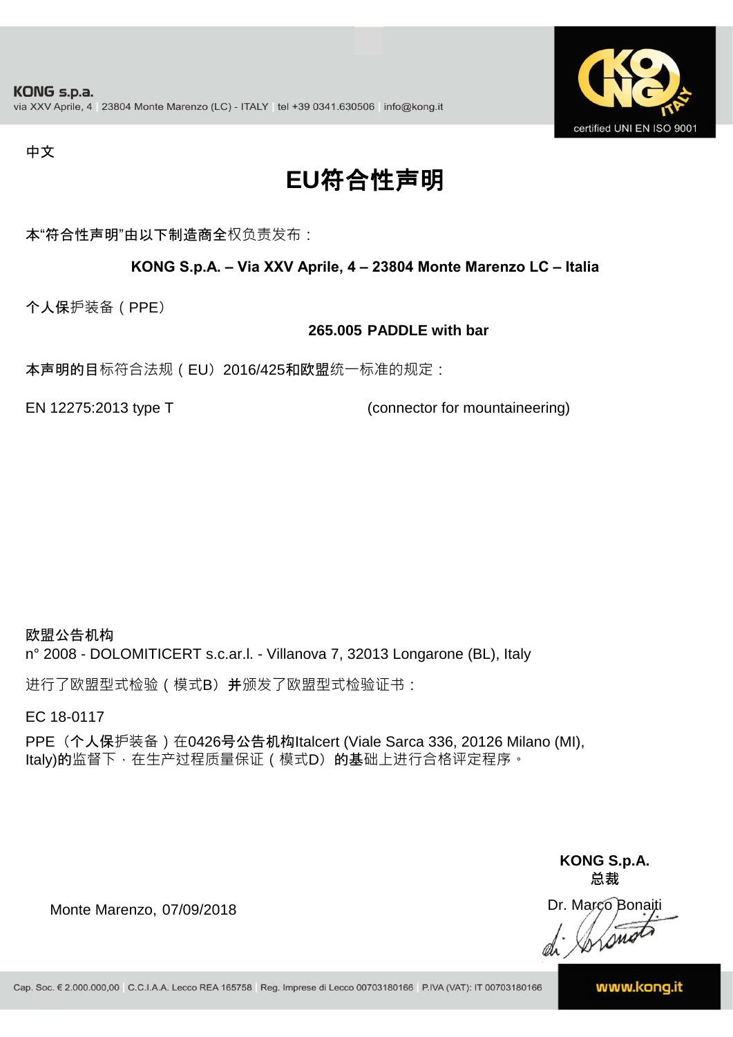KONG s.p.a.
via XXV Aprile, 4 | 23804 Monte Marenzo (LC) - ITALY | tel +39 0341.630506 | info@kong.it

certified UNI EN ISO 9001

中文

# EU符合性声明

本“符合性声明”由以下制造商全权负责发布：

**KONG S.p.A. – Via XXV Aprile, 4 – 23804 Monte Marenzo LC – Italia**

个人保护装备（PPE）

**265.005 PADDLE with bar**

本声明的目标符合法规（EU）2016/425和欧盟统一标准的规定：

EN 12275:2013 type T (connector for mountaineering)

**欧盟公告机构**
n° 2008 - DOLOMITICERT s.c.ar.l. - Villanova 7, 32013 Longarone (BL), Italy

进行了欧盟型式检验（模式B）并颁发了欧盟型式检验证书：

EC 18-0117

PPE（个人保护装备）在0426号公告机构Italcert (Viale Sarca 336, 20126 Milano (MI), Italy)的监督下，在生产过程质量保证（模式D）的基础上进行合格评定程序。

**KONG S.p.A.**
**总裁**

Monte Marenzo, 07/09/2018

Dr. Marco Bonaiti

Cap. Soc. € 2.000.000,00 | C.C.I.A.A. Lecco REA 165758 | Reg. Imprese di Lecco 00703180166 | P.IVA (VAT): IT 00703180166

www.kong.it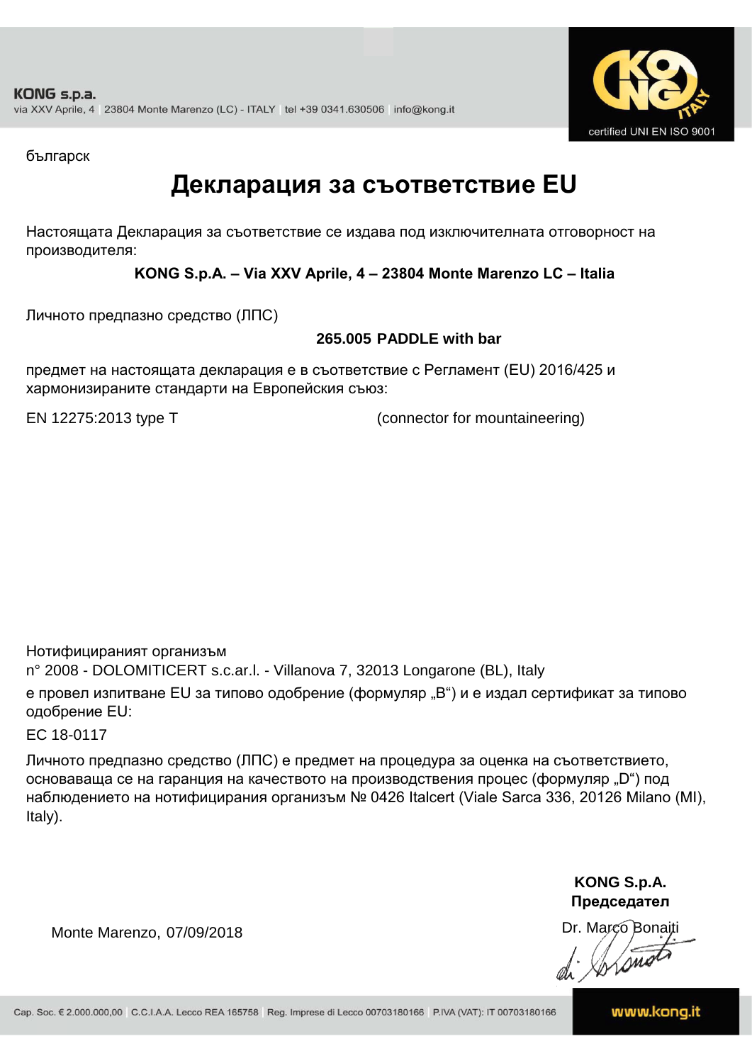KONG s.p.a.
via XXV Aprile, 4 | 23804 Monte Marenzo (LC) - ITALY | tel +39 0341.630506 | info@kong.it

certified UNI EN ISO 9001

българск

# Декларация за съответствие EU

Настоящата Декларация за съответствие се издава под изключителната отговорност на производителя:

**KONG S.p.A. – Via XXV Aprile, 4 – 23804 Monte Marenzo LC – Italia**

Личното предпазно средство (ЛПС)

**265.005 PADDLE with bar**

предмет на настоящата декларация е в съответствие с Регламент (EU) 2016/425 и хармонизираните стандарти на Европейския съюз:

EN 12275:2013 type T (connector for mountaineering)

Нотифицираният организъм
n° 2008 - DOLOMITICERT s.c.ar.l. - Villanova 7, 32013 Longarone (BL), Italy
е провел изпитване EU за типово одобрение (формуляр „B") и е издал сертификат за типово одобрение EU:
EC 18-0117

Личното предпазно средство (ЛПС) е предмет на процедура за оценка на съответствието, основаваща се на гаранция на качеството на производствения процес (формуляр „D") под наблюдението на нотифицирания организъм № 0426 Italcert (Viale Sarca 336, 20126 Milano (MI), Italy).

Monte Marenzo, 07/09/2018

**KONG S.p.A.**
**Председател**
Dr. Marco Bonaiti

Cap. Soc. € 2.000.000,00 | C.C.I.A.A. Lecco REA 165758 | Reg. Imprese di Lecco 00703180166 | P.IVA (VAT): IT 00703180166 | www.kong.it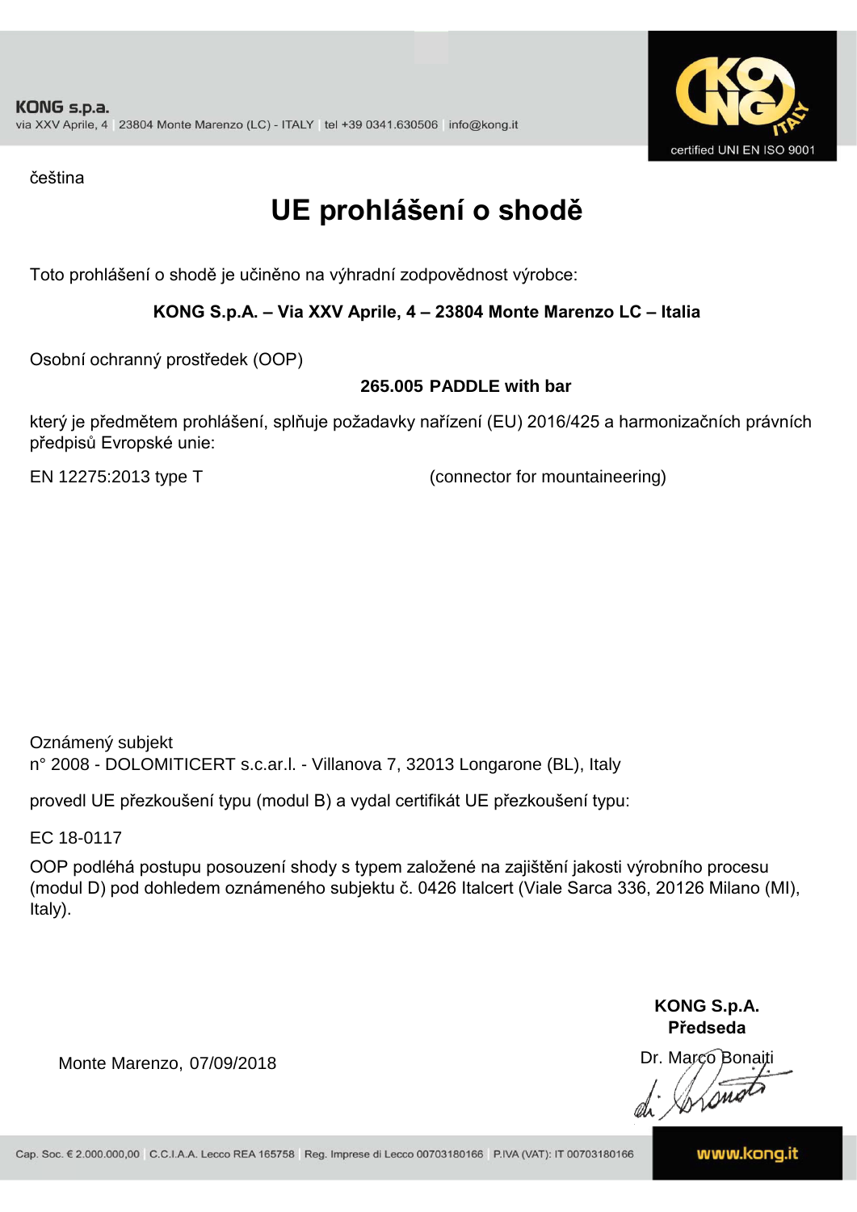KONG s.p.a.
via XXV Aprile, 4 | 23804 Monte Marenzo (LC) - ITALY | tel +39 0341.630506 | info@kong.it

certified UNI EN ISO 9001

čeština

# UE prohlášení o shodě

Toto prohlášení o shodě je učiněno na výhradní zodpovědnost výrobce:

**KONG S.p.A. – Via XXV Aprile, 4 – 23804 Monte Marenzo LC – Italia**

Osobní ochranný prostředek (OOP)

**265.005 PADDLE with bar**

který je předmětem prohlášení, splňuje požadavky nařízení (EU) 2016/425 a harmonizačních právních předpisů Evropské unie:

EN 12275:2013 type T (connector for mountaineering)

Oznámený subjekt
n° 2008 - DOLOMITICERT s.c.ar.l. - Villanova 7, 32013 Longarone (BL), Italy

provedl UE přezkoušení typu (modul B) a vydal certifikát UE přezkoušení typu:

EC 18-0117

OOP podléhá postupu posouzení shody s typem založené na zajištění jakosti výrobního procesu (modul D) pod dohledem oznámeného subjektu č. 0426 Italcert (Viale Sarca 336, 20126 Milano (MI), Italy).

Monte Marenzo, 07/09/2018

**KONG S.p.A.**
**Předseda**
Dr. Marco Bonaiti

Cap. Soc. € 2.000.000,00 | C.C.I.A.A. Lecco REA 165758 | Reg. Imprese di Lecco 00703180166 | P.IVA (VAT): IT 00703180166

www.kong.it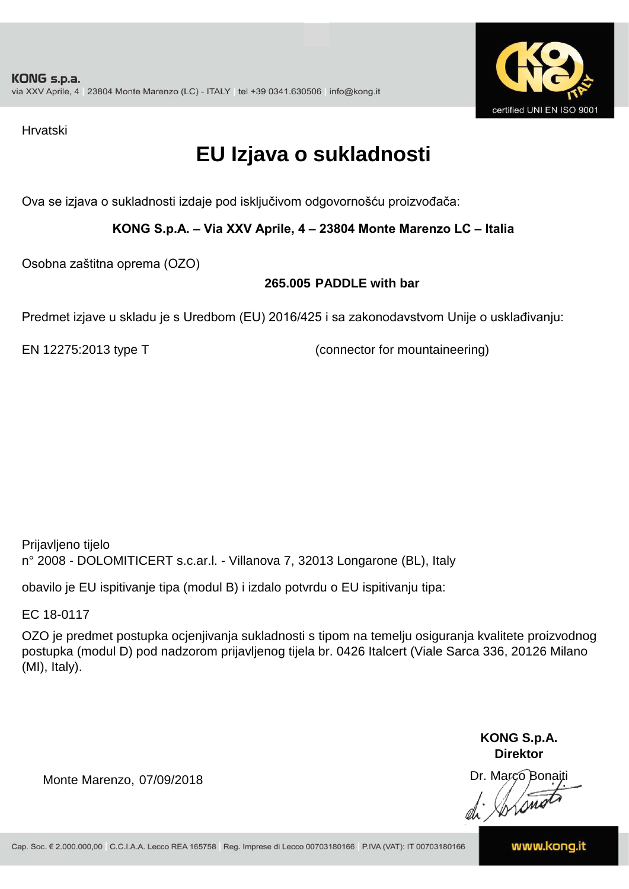KONG s.p.a.
via XXV Aprile, 4 | 23804 Monte Marenzo (LC) - ITALY | tel +39 0341.630506 | info@kong.it

certified UNI EN ISO 9001

Hrvatski

# EU Izjava o sukladnosti

Ova se izjava o sukladnosti izdaje pod isključivom odgovornošću proizvođača:

**KONG S.p.A. – Via XXV Aprile, 4 – 23804 Monte Marenzo LC – Italia**

Osobna zaštitna oprema (OZO)

**265.005 PADDLE with bar**

Predmet izjave u skladu je s Uredbom (EU) 2016/425 i sa zakonodavstvom Unije o usklađivanju:

EN 12275:2013 type T (connector for mountaineering)

Prijavljeno tijelo
n° 2008 - DOLOMITICERT s.c.ar.l. - Villanova 7, 32013 Longarone (BL), Italy

obavilo je EU ispitivanje tipa (modul B) i izdalo potvrdu o EU ispitivanju tipa:

EC 18-0117

OZO je predmet postupka ocjenjivanja sukladnosti s tipom na temelju osiguranja kvalitete proizvodnog postupka (modul D) pod nadzorom prijavljenog tijela br. 0426 Italcert (Viale Sarca 336, 20126 Milano (MI), Italy).

**KONG S.p.A.**
**Direktor**
Dr. Marco Bonaiti

Monte Marenzo, 07/09/2018

Cap. Soc. € 2.000.000,00 | C.C.I.A.A. Lecco REA 165758 | Reg. Imprese di Lecco 00703180166 | P.IVA (VAT): IT 00703180166

www.kong.it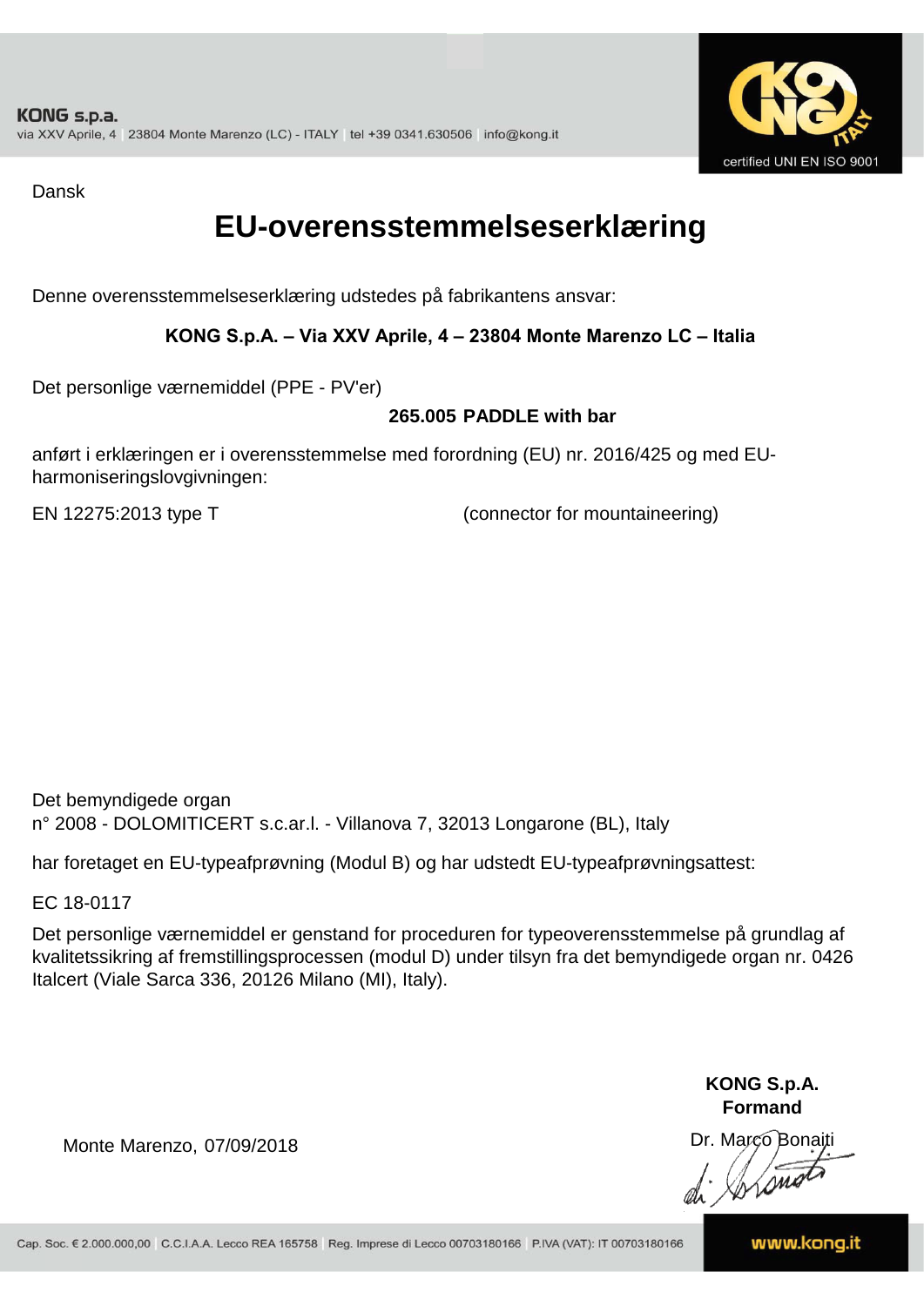KONG s.p.a.
via XXV Aprile, 4 | 23804 Monte Marenzo (LC) - ITALY | tel +39 0341.630506 | info@kong.it

certified UNI EN ISO 9001

Dansk

# EU-overensstemmelseserklæring

Denne overensstemmelseserklæring udstedes på fabrikantens ansvar:

**KONG S.p.A. – Via XXV Aprile, 4 – 23804 Monte Marenzo LC – Italia**

Det personlige værnemiddel (PPE - PV'er)

**265.005 PADDLE with bar**

anført i erklæringen er i overensstemmelse med forordning (EU) nr. 2016/425 og med EU-harmoniseringslovgivningen:

EN 12275:2013 type T (connector for mountaineering)

Det bemyndigede organ
n° 2008 - DOLOMITICERT s.c.ar.l. - Villanova 7, 32013 Longarone (BL), Italy

har foretaget en EU-typeafprøvning (Modul B) og har udstedt EU-typeafprøvningsattest:

EC 18-0117

Det personlige værnemiddel er genstand for proceduren for typeoverensstemmelse på grundlag af kvalitetssikring af fremstillingsprocessen (modul D) under tilsyn fra det bemyndigede organ nr. 0426 Italcert (Viale Sarca 336, 20126 Milano (MI), Italy).

**KONG S.p.A.**
**Formand**

Monte Marenzo, 07/09/2018

Dr. Marco Bonaiti

Cap. Soc. € 2.000.000,00 | C.C.I.A.A. Lecco REA 165758 | Reg. Imprese di Lecco 00703180166 | P.IVA (VAT): IT 00703180166

www.kong.it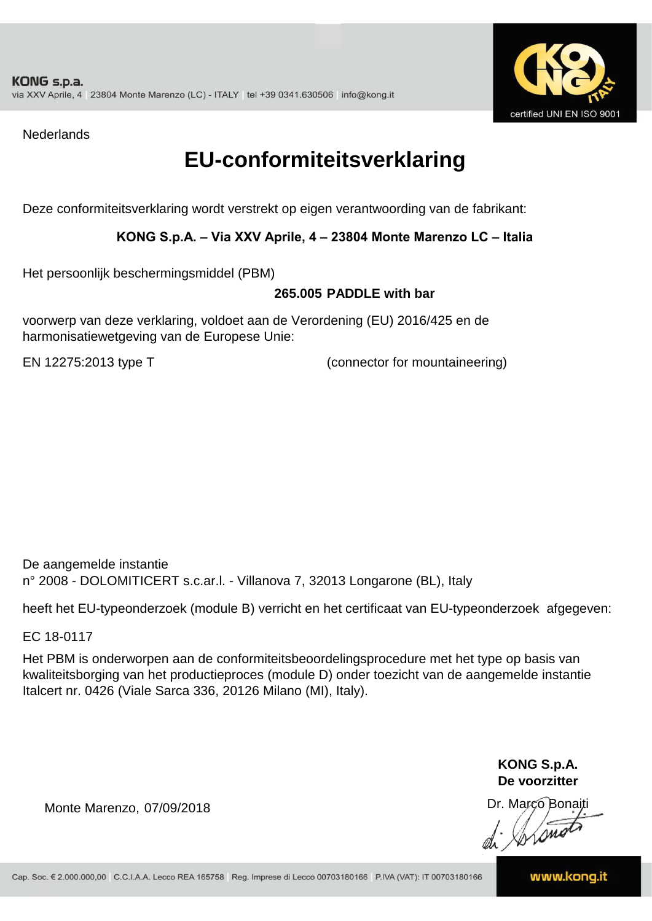Nederlands

# EU-conformiteitsverklaring

Deze conformiteitsverklaring wordt verstrekt op eigen verantwoording van de fabrikant:

**KONG S.p.A. – Via XXV Aprile, 4 – 23804 Monte Marenzo LC – Italia**

Het persoonlijk beschermingsmiddel (PBM)

**265.005 PADDLE with bar**

voorwerp van deze verklaring, voldoet aan de Verordening (EU) 2016/425 en de harmonisatiewetgeving van de Europese Unie:

EN 12275:2013 type T (connector for mountaineering)

De aangemelde instantie
n° 2008 - DOLOMITICERT s.c.ar.l. - Villanova 7, 32013 Longarone (BL), Italy

heeft het EU-typeonderzoek (module B) verricht en het certificaat van EU-typeonderzoek afgegeven:

EC 18-0117

Het PBM is onderworpen aan de conformiteitsbeoordelingsprocedure met het type op basis van kwaliteitsborging van het productieproces (module D) onder toezicht van de aangemelde instantie Italcert nr. 0426 (Viale Sarca 336, 20126 Milano (MI), Italy).

**KONG S.p.A.**
**De voorzitter**

Monte Marenzo, 07/09/2018

Dr. Marco Bonaiti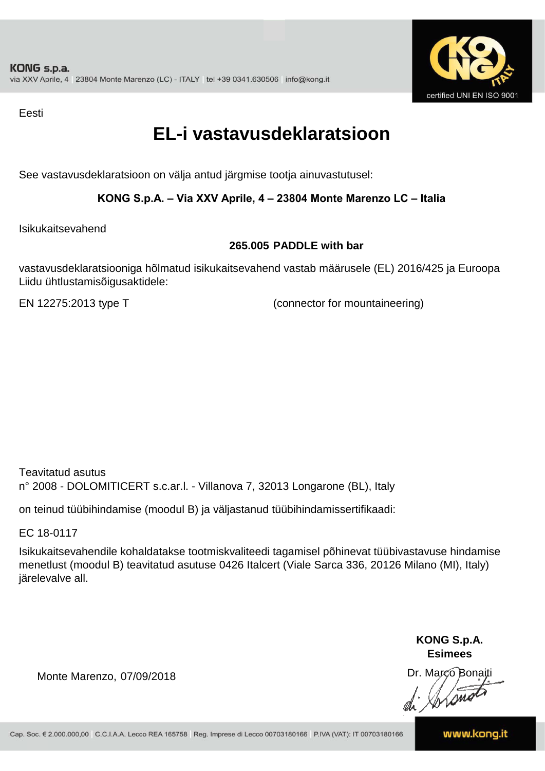Eesti

# EL-i vastavusdeklaratsioon

See vastavusdeklaratsioon on välja antud järgmise tootja ainuvastutusel:

**KONG S.p.A. – Via XXV Aprile, 4 – 23804 Monte Marenzo LC – Italia**

Isikukaitsevahend

**265.005 PADDLE with bar**

vastavusdeklaratsiooniga hõlmatud isikukaitsevahend vastab määrusele (EL) 2016/425 ja Euroopa Liidu ühtlustamisõigusaktidele:

EN 12275:2013 type T (connector for mountaineering)

Teavitatud asutus
n° 2008 - DOLOMITICERT s.c.ar.l. - Villanova 7, 32013 Longarone (BL), Italy

on teinud tüübihindamise (moodul B) ja väljastanud tüübihindamissertifikaadi:

EC 18-0117

Isikukaitsevahendile kohaldatakse tootmiskvaliteedi tagamisel põhinevat tüübivastavuse hindamise menetlust (moodul B) teavitatud asutuse 0426 Italcert (Viale Sarca 336, 20126 Milano (MI), Italy) järelevalve all.

Monte Marenzo, 07/09/2018

**KONG S.p.A.**
**Esimees**
Dr. Marco Bonaiti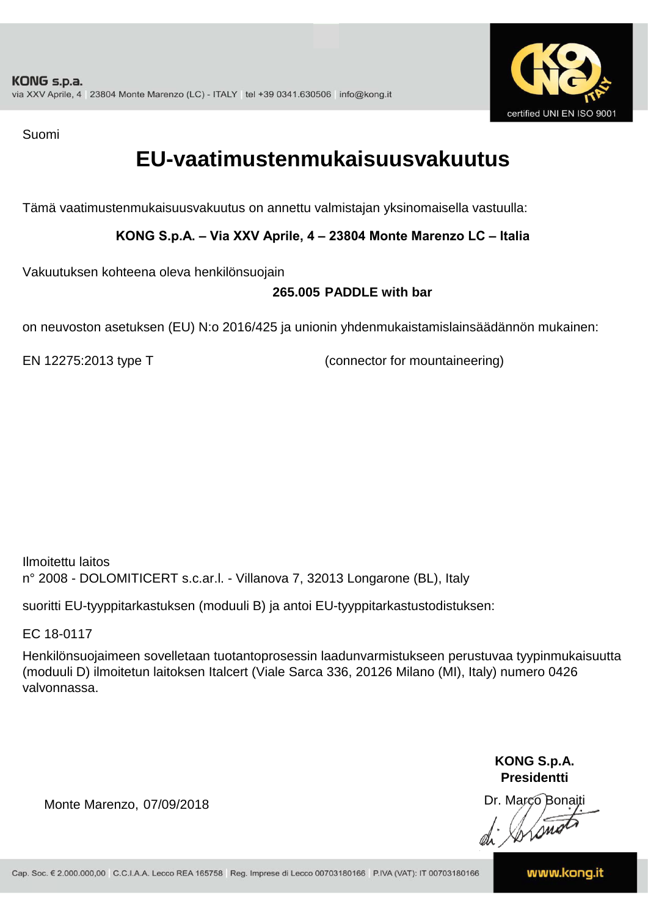KONG s.p.a.
via XXV Aprile, 4 | 23804 Monte Marenzo (LC) - ITALY | tel +39 0341.630506 | info@kong.it

certified UNI EN ISO 9001

Suomi

# EU-vaatimustenmukaisuusvakuutus

Tämä vaatimustenmukaisuusvakuutus on annettu valmistajan yksinomaisella vastuulla:

**KONG S.p.A. – Via XXV Aprile, 4 – 23804 Monte Marenzo LC – Italia**

Vakuutuksen kohteena oleva henkilönsuojain

**265.005 PADDLE with bar**

on neuvoston asetuksen (EU) N:o 2016/425 ja unionin yhdenmukaistamislainsäädännön mukainen:

EN 12275:2013 type T (connector for mountaineering)

Ilmoitettu laitos
n° 2008 - DOLOMITICERT s.c.ar.l. - Villanova 7, 32013 Longarone (BL), Italy

suoritti EU-tyyppitarkastuksen (moduuli B) ja antoi EU-tyyppitarkastustodistuksen:

EC 18-0117

Henkilönsuojaimeen sovelletaan tuotantoprosessin laadunvarmistukseen perustuvaa tyypinmukaisuutta (moduuli D) ilmoitetun laitoksen Italcert (Viale Sarca 336, 20126 Milano (MI), Italy) numero 0426 valvonnassa.

Monte Marenzo, 07/09/2018

**KONG S.p.A.**
**Presidentti**
Dr. Marco Bonaiti

Cap. Soc. € 2.000.000,00 | C.C.I.A.A. Lecco REA 165758 | Reg. Imprese di Lecco 00703180166 | P.IVA (VAT): IT 00703180166

www.kong.it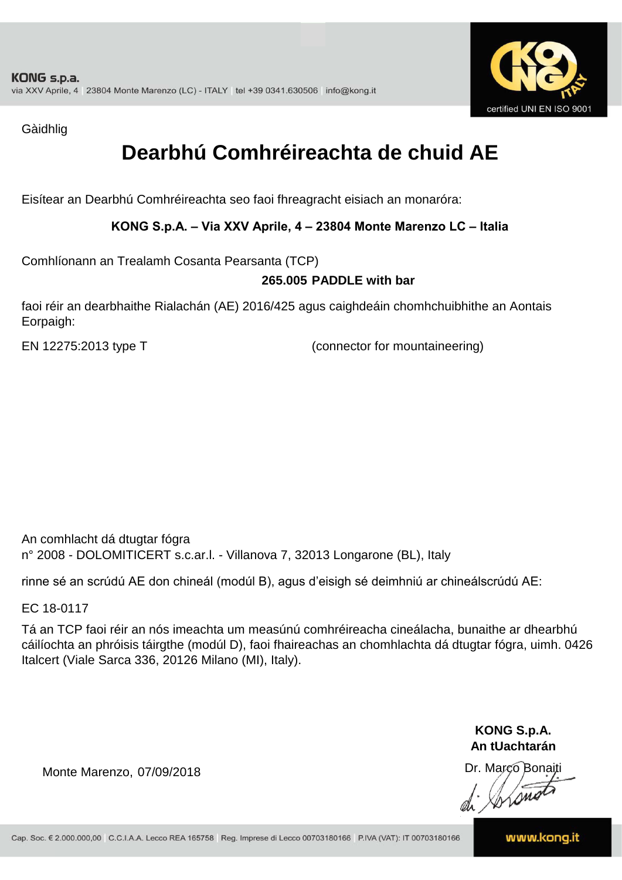KONG s.p.a.
via XXV Aprile, 4 | 23804 Monte Marenzo (LC) - ITALY | tel +39 0341.630506 | info@kong.it

certified UNI EN ISO 9001

Gàidhlig

# Dearbhú Comhréireachta de chuid AE

Eisítear an Dearbhú Comhréireachta seo faoi fhreagracht eisiach an monaróra:

**KONG S.p.A. – Via XXV Aprile, 4 – 23804 Monte Marenzo LC – Italia**

Comhlíonann an Trealamh Cosanta Pearsanta (TCP)

**265.005 PADDLE with bar**

faoi réir an dearbhaithe Rialachán (AE) 2016/425 agus caighdeáin chomhchuibhithe an Aontais Eorpaigh:

EN 12275:2013 type T (connector for mountaineering)

An comhlacht dá dtugtar fógra
n° 2008 - DOLOMITICERT s.c.ar.l. - Villanova 7, 32013 Longarone (BL), Italy

rinne sé an scrúdú AE don chineál (modúl B), agus d'eisigh sé deimhniú ar chineálscrúdú AE:

EC 18-0117

Tá an TCP faoi réir an nós imeachta um measúnú comhréireacha cineálacha, bunaithe ar dhearbhú cáilíochta an phróisis táirgthe (modúl D), faoi fhaireachas an chomhlachta dá dtugtar fógra, uimh. 0426 Italcert (Viale Sarca 336, 20126 Milano (MI), Italy).

**KONG S.p.A.**
**An tUachtarán**
Dr. Marco Bonaiti

Monte Marenzo, 07/09/2018

Cap. Soc. € 2.000.000,00 | C.C.I.A.A. Lecco REA 165758 | Reg. Imprese di Lecco 00703180166 | P.IVA (VAT): IT 00703180166

www.kong.it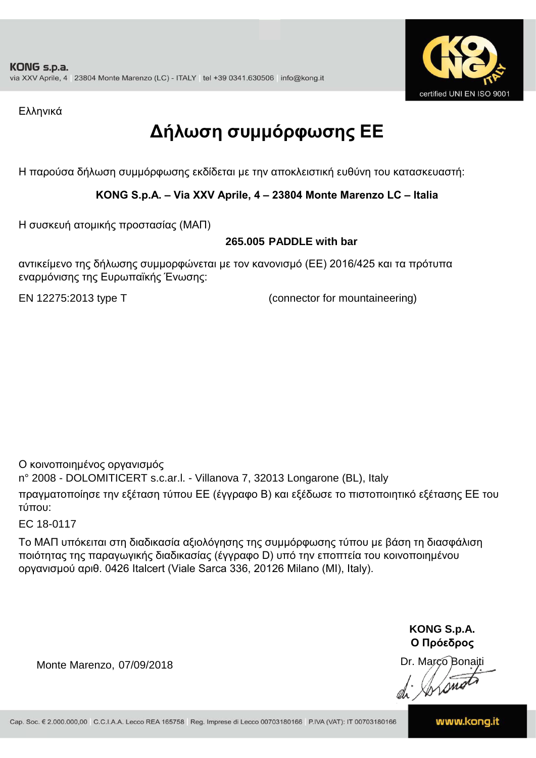Ελληνικά

# Δήλωση συμμόρφωσης ΕΕ

Η παρούσα δήλωση συμμόρφωσης εκδίδεται με την αποκλειστική ευθύνη του κατασκευαστή:

**KONG S.p.A. – Via XXV Aprile, 4 – 23804 Monte Marenzo LC – Italia**

Η συσκευή ατομικής προστασίας (ΜΑΠ)

**265.005 PADDLE with bar**

αντικείμενο της δήλωσης συμμορφώνεται με τον κανονισμό (ΕΕ) 2016/425 και τα πρότυπα εναρμόνισης της Ευρωπαϊκής Ένωσης:

EN 12275:2013 type T (connector for mountaineering)

Ο κοινοποιημένος οργανισμός
n° 2008 - DOLOMITICERT s.c.ar.l. - Villanova 7, 32013 Longarone (BL), Italy
πραγματοποίησε την εξέταση τύπου ΕΕ (έγγραφο B) και εξέδωσε το πιστοποιητικό εξέτασης ΕΕ του τύπου:

EC 18-0117

Το ΜΑΠ υπόκειται στη διαδικασία αξιολόγησης της συμμόρφωσης τύπου με βάση τη διασφάλιση ποιότητας της παραγωγικής διαδικασίας (έγγραφο D) υπό την εποπτεία του κοινοποιημένου οργανισμού αριθ. 0426 Italcert (Viale Sarca 336, 20126 Milano (MI), Italy).

Monte Marenzo, 07/09/2018

**KONG S.p.A.**
**Ο Πρόεδρος**
Dr. Marco Bonaiti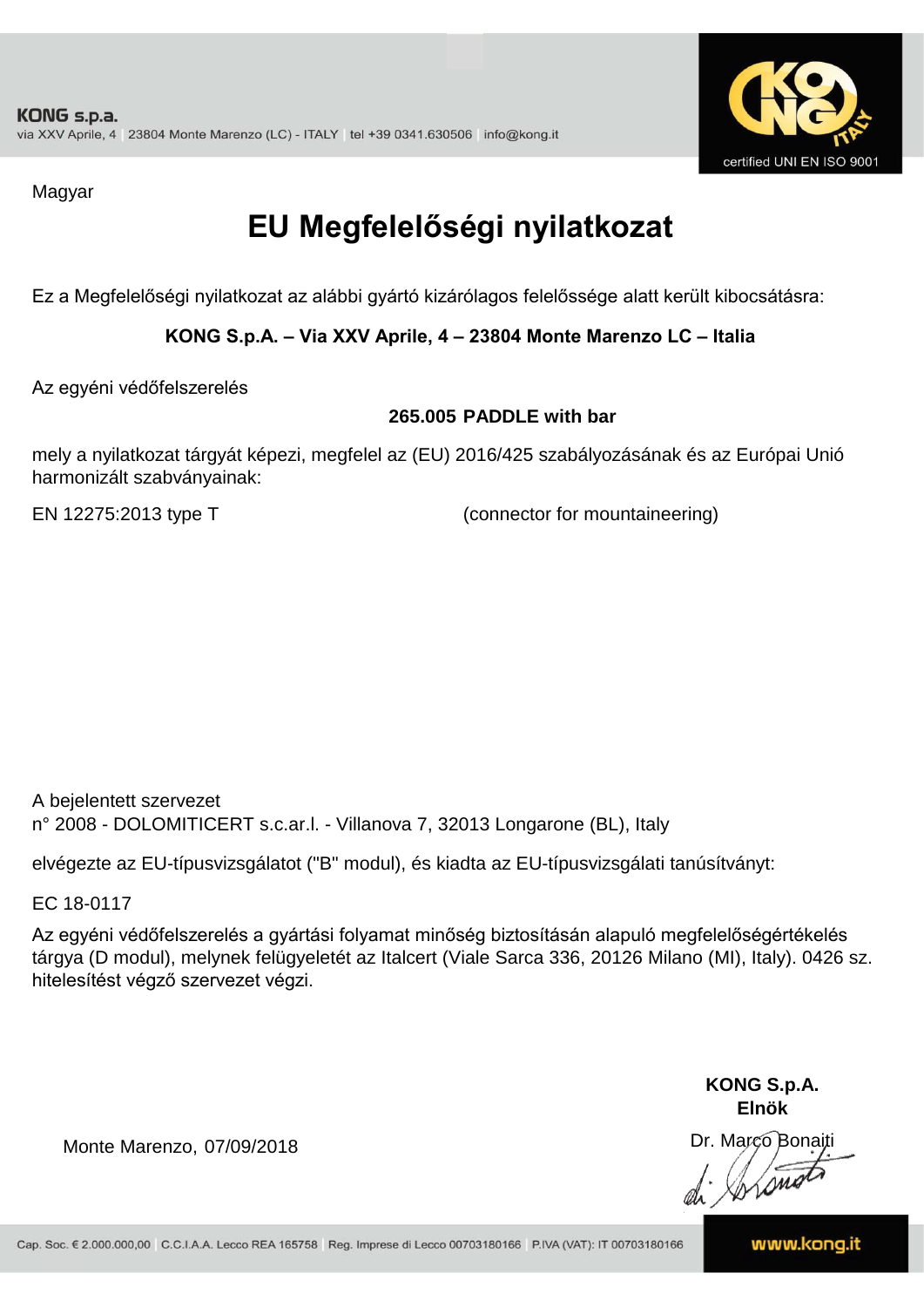KONG s.p.a.
via XXV Aprile, 4 | 23804 Monte Marenzo (LC) - ITALY | tel +39 0341.630506 | info@kong.it

certified UNI EN ISO 9001

Magyar

# EU Megfelelőségi nyilatkozat

Ez a Megfelelőségi nyilatkozat az alábbi gyártó kizárólagos felelőssége alatt került kibocsátásra:

**KONG S.p.A. – Via XXV Aprile, 4 – 23804 Monte Marenzo LC – Italia**

Az egyéni védőfelszerelés

**265.005 PADDLE with bar**

mely a nyilatkozat tárgyát képezi, megfelel az (EU) 2016/425 szabályozásának és az Európai Unió harmonizált szabványainak:

EN 12275:2013 type T (connector for mountaineering)

A bejelentett szervezet
n° 2008 - DOLOMITICERT s.c.ar.l. - Villanova 7, 32013 Longarone (BL), Italy

elvégezte az EU-típusvizsgálatot ("B" modul), és kiadta az EU-típusvizsgálati tanúsítványt:

EC 18-0117

Az egyéni védőfelszerelés a gyártási folyamat minőség biztosításán alapuló megfelelőségértékelés tárgya (D modul), melynek felügyeletét az Italcert (Viale Sarca 336, 20126 Milano (MI), Italy). 0426 sz. hitelesítést végző szervezet végzi.

Monte Marenzo, 07/09/2018

**KONG S.p.A.**
**Elnök**
Dr. Marco Bonaiti

Cap. Soc. € 2.000.000,00 | C.C.I.A.A. Lecco REA 165758 | Reg. Imprese di Lecco 00703180166 | P.IVA (VAT): IT 00703180166

www.kong.it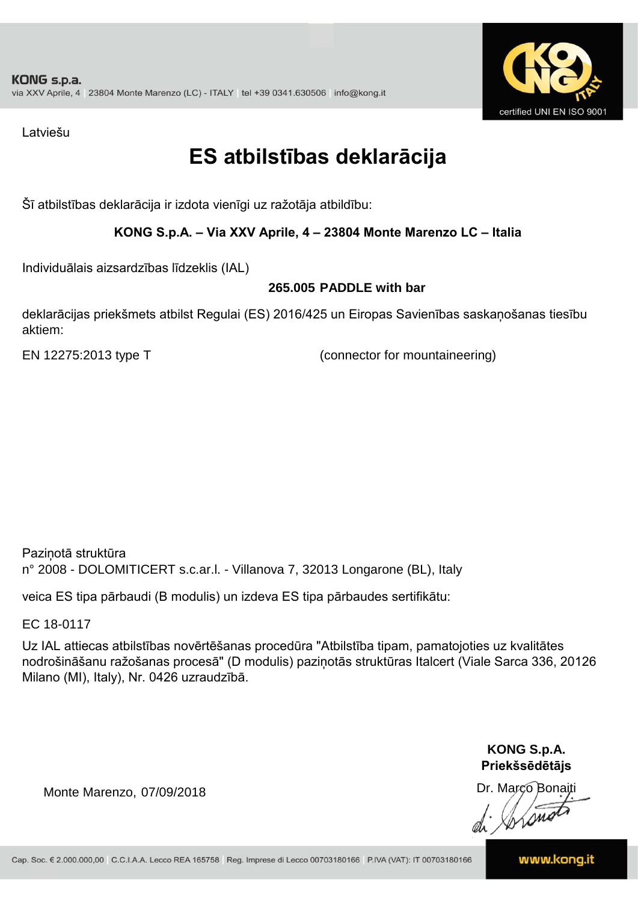Latviešu

# ES atbilstības deklarācija

Šī atbilstības deklarācija ir izdota vienīgi uz ražotāja atbildību:

**KONG S.p.A. – Via XXV Aprile, 4 – 23804 Monte Marenzo LC – Italia**

Individuālais aizsardzības līdzeklis (IAL)

**265.005 PADDLE with bar**

deklarācijas priekšmets atbilst Regulai (ES) 2016/425 un Eiropas Savienības saskaņošanas tiesību aktiem:

EN 12275:2013 type T (connector for mountaineering)

Paziņotā struktūra
n° 2008 - DOLOMITICERT s.c.ar.l. - Villanova 7, 32013 Longarone (BL), Italy

veica ES tipa pārbaudi (B modulis) un izdeva ES tipa pārbaudes sertifikātu:

EC 18-0117

Uz IAL attiecas atbilstības novērtēšanas procedūra "Atbilstība tipam, pamatojoties uz kvalitātes nodrošināšanu ražošanas procesā" (D modulis) paziņotās struktūras Italcert (Viale Sarca 336, 20126 Milano (MI), Italy), Nr. 0426 uzraudzībā.

Monte Marenzo, 07/09/2018

**KONG S.p.A.**
**Priekšsēdētājs**
Dr. Marco Bonaiti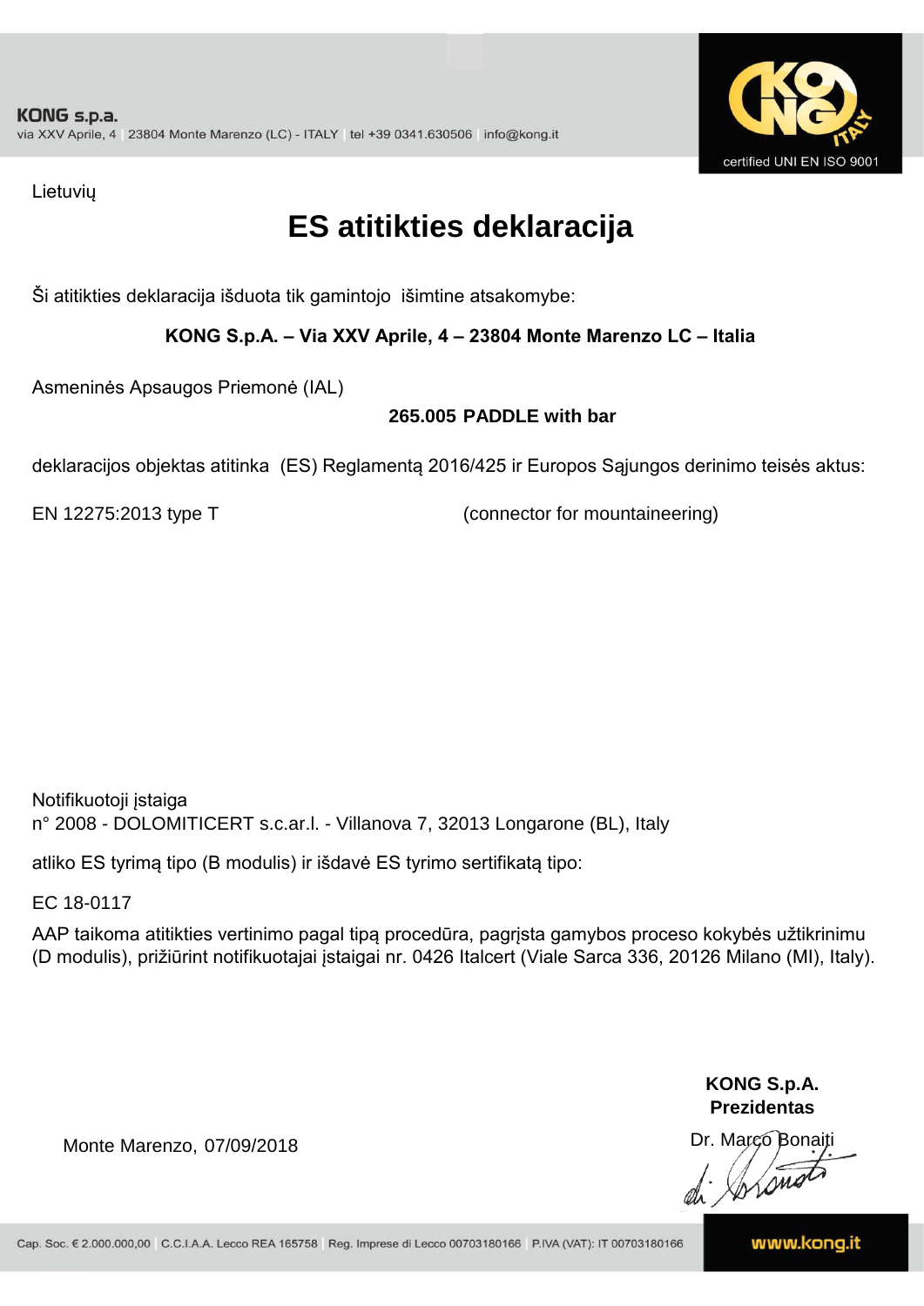KONG s.p.a.
via XXV Aprile, 4 | 23804 Monte Marenzo (LC) - ITALY | tel +39 0341.630506 | info@kong.it

certified UNI EN ISO 9001

Lietuvių

# ES atitikties deklaracija

Ši atitikties deklaracija išduota tik gamintojo išimtine atsakomybe:

**KONG S.p.A. – Via XXV Aprile, 4 – 23804 Monte Marenzo LC – Italia**

Asmeninės Apsaugos Priemonė (IAL)

**265.005 PADDLE with bar**

deklaracijos objektas atitinka (ES) Reglamentą 2016/425 ir Europos Sąjungos derinimo teisės aktus:

EN 12275:2013 type T (connector for mountaineering)

Notifikuotoji įstaiga
n° 2008 - DOLOMITICERT s.c.ar.l. - Villanova 7, 32013 Longarone (BL), Italy

atliko ES tyrimą tipo (B modulis) ir išdavė ES tyrimo sertifikatą tipo:

EC 18-0117

AAP taikoma atitikties vertinimo pagal tipą procedūra, pagrįsta gamybos proceso kokybės užtikrinimu (D modulis), prižiūrint notifikuotajai įstaigai nr. 0426 Italcert (Viale Sarca 336, 20126 Milano (MI), Italy).

**KONG S.p.A.**
**Prezidentas**

Monte Marenzo, 07/09/2018

Dr. Marco Bonaiti

Cap. Soc. € 2.000.000,00 | C.C.I.A.A. Lecco REA 165758 | Reg. Imprese di Lecco 00703180166 | P.IVA (VAT): IT 00703180166

www.kong.it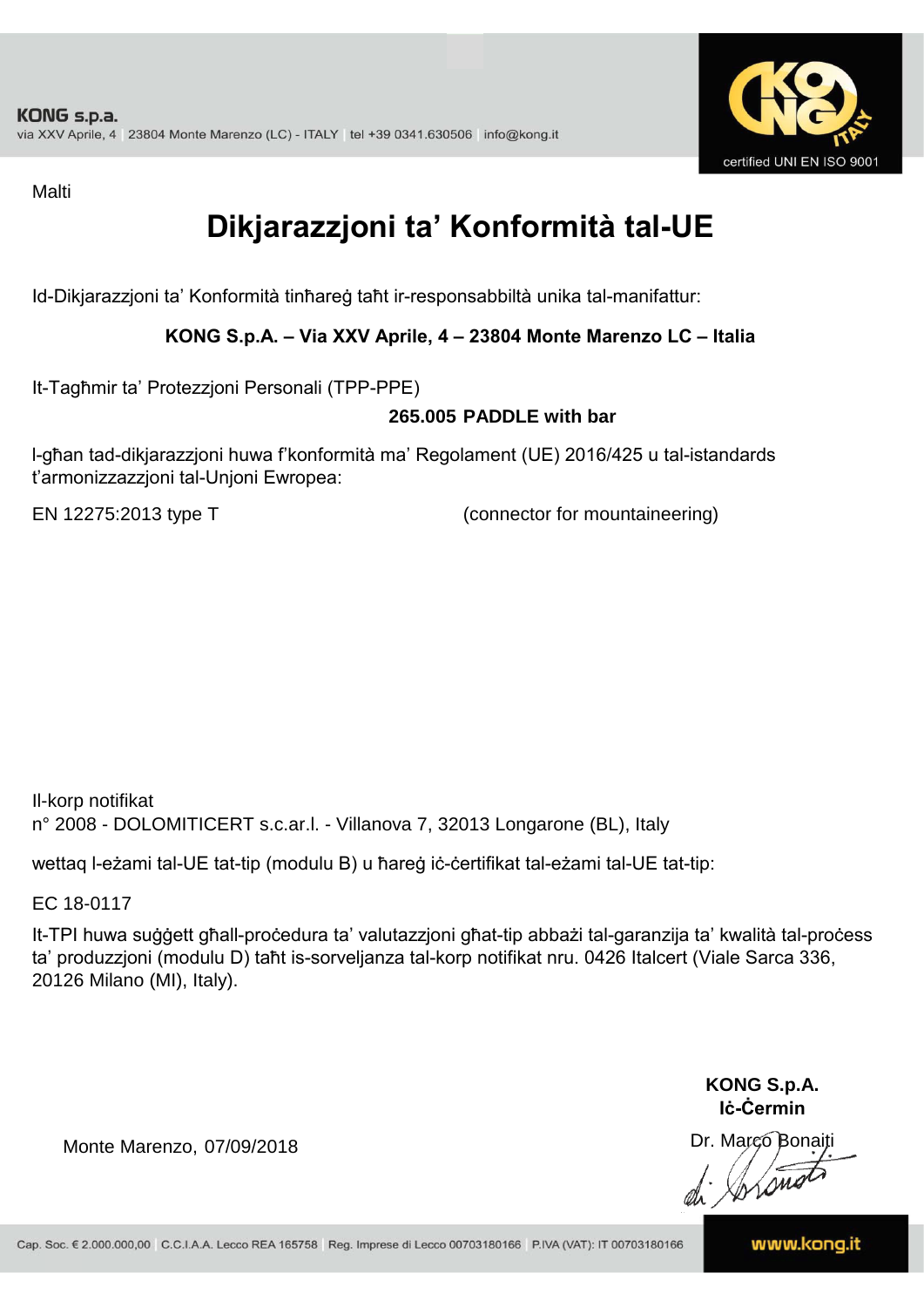KONG s.p.a.
via XXV Aprile, 4 | 23804 Monte Marenzo (LC) - ITALY | tel +39 0341.630506 | info@kong.it

certified UNI EN ISO 9001

Malti

# Dikjarazzjoni ta' Konformità tal-UE

Id-Dikjarazzjoni ta' Konformità tinħareġ taħt ir-responsabbiltà unika tal-manifattur:

**KONG S.p.A. – Via XXV Aprile, 4 – 23804 Monte Marenzo LC – Italia**

It-Tagħmir ta' Protezzjoni Personali (TPP-PPE)

**265.005 PADDLE with bar**

l-għan tad-dikjarazzjoni huwa f'konformità ma' Regolament (UE) 2016/425 u tal-istandards t'armonizzazzjoni tal-Unjoni Ewropea:

EN 12275:2013 type T (connector for mountaineering)

Il-korp notifikat
n° 2008 - DOLOMITICERT s.c.ar.l. - Villanova 7, 32013 Longarone (BL), Italy

wettaq l-eżami tal-UE tat-tip (modulu B) u ħareġ iċ-ċertifikat tal-eżami tal-UE tat-tip:

EC 18-0117

It-TPI huwa suġġett għall-proċedura ta' valutazzjoni għat-tip abbażi tal-garanzija ta' kwalità tal-proċess ta' produzzjoni (modulu D) taħt is-sorveljanza tal-korp notifikat nru. 0426 Italcert (Viale Sarca 336, 20126 Milano (MI), Italy).

**KONG S.p.A.**
**Iċ-Ċermin**

Monte Marenzo, 07/09/2018

Dr. Marco Bonaiti

Cap. Soc. € 2.000.000,00 | C.C.I.A.A. Lecco REA 165758 | Reg. Imprese di Lecco 00703180166 | P.IVA (VAT): IT 00703180166

www.kong.it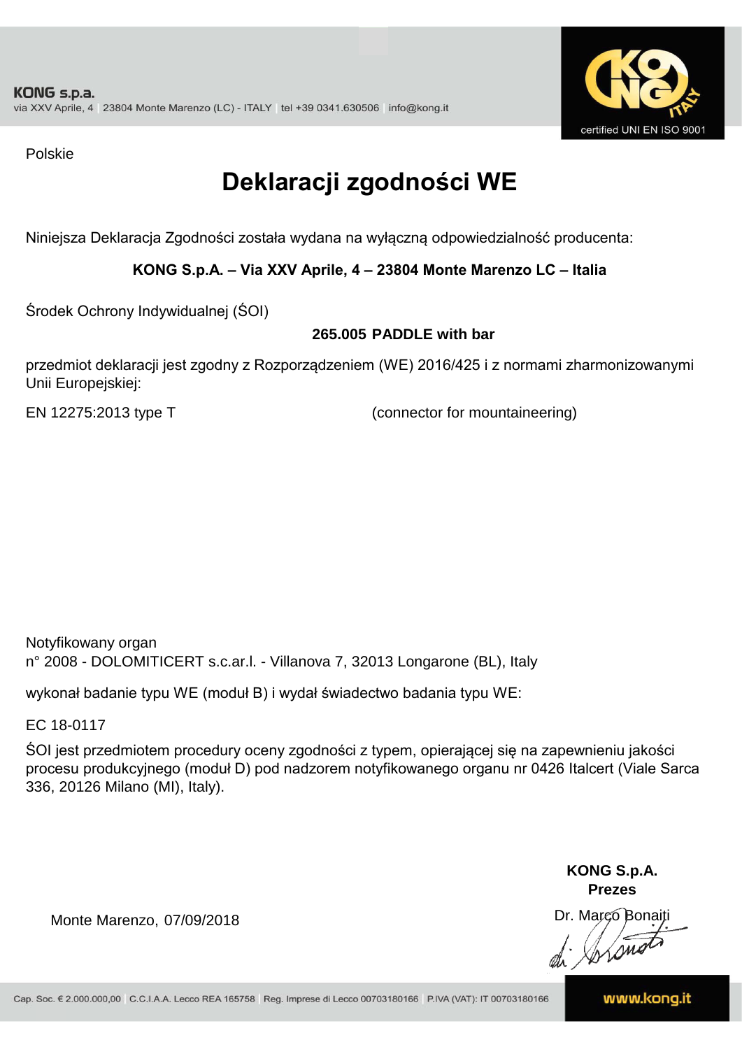**KONG s.p.a.**
via XXV Aprile, 4 | 23804 Monte Marenzo (LC) - ITALY | tel +39 0341.630506 | info@kong.it

certified UNI EN ISO 9001

Polskie

# Deklaracji zgodności WE

Niniejsza Deklaracja Zgodności została wydana na wyłączną odpowiedzialność producenta:

**KONG S.p.A. – Via XXV Aprile, 4 – 23804 Monte Marenzo LC – Italia**

Środek Ochrony Indywidualnej (ŚOI)

**265.005 PADDLE with bar**

przedmiot deklaracji jest zgodny z Rozporządzeniem (WE) 2016/425 i z normami zharmonizowanymi Unii Europejskiej:

EN 12275:2013 type T (connector for mountaineering)

Notyfikowany organ
n° 2008 - DOLOMITICERT s.c.ar.l. - Villanova 7, 32013 Longarone (BL), Italy

wykonał badanie typu WE (moduł B) i wydał świadectwo badania typu WE:

EC 18-0117

ŚOI jest przedmiotem procedury oceny zgodności z typem, opierającej się na zapewnieniu jakości procesu produkcyjnego (moduł D) pod nadzorem notyfikowanego organu nr 0426 Italcert (Viale Sarca 336, 20126 Milano (MI), Italy).

Monte Marenzo, 07/09/2018

**KONG S.p.A.**
**Prezes**
Dr. Marco Bonaiti

Cap. Soc. € 2.000.000,00 | C.C.I.A.A. Lecco REA 165758 | Reg. Imprese di Lecco 00703180166 | P.IVA (VAT): IT 00703180166

www.kong.it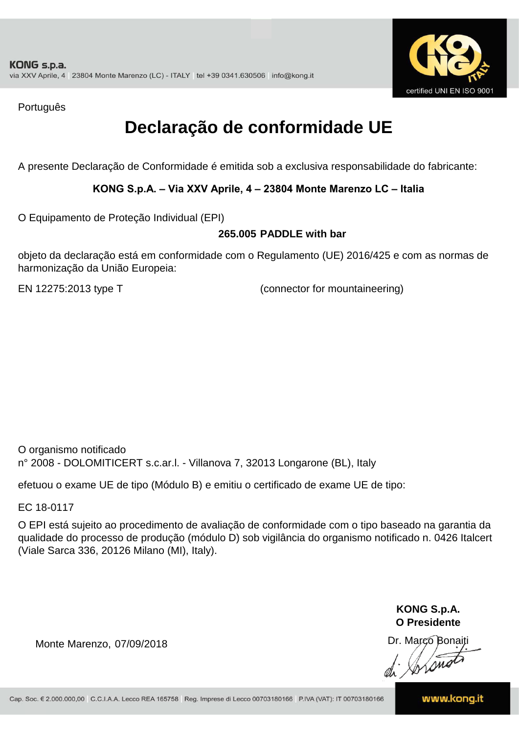KONG s.p.a.
via XXV Aprile, 4 | 23804 Monte Marenzo (LC) - ITALY | tel +39 0341.630506 | info@kong.it

certified UNI EN ISO 9001

Português

# Declaração de conformidade UE

A presente Declaração de Conformidade é emitida sob a exclusiva responsabilidade do fabricante:

**KONG S.p.A. – Via XXV Aprile, 4 – 23804 Monte Marenzo LC – Italia**

O Equipamento de Proteção Individual (EPI)

**265.005 PADDLE with bar**

objeto da declaração está em conformidade com o Regulamento (UE) 2016/425 e com as normas de harmonização da União Europeia:

EN 12275:2013 type T (connector for mountaineering)

O organismo notificado
n° 2008 - DOLOMITICERT s.c.ar.l. - Villanova 7, 32013 Longarone (BL), Italy

efetuou o exame UE de tipo (Módulo B) e emitiu o certificado de exame UE de tipo:

EC 18-0117

O EPI está sujeito ao procedimento de avaliação de conformidade com o tipo baseado na garantia da qualidade do processo de produção (módulo D) sob vigilância do organismo notificado n. 0426 Italcert (Viale Sarca 336, 20126 Milano (MI), Italy).

Monte Marenzo, 07/09/2018

**KONG S.p.A.**
**O Presidente**
Dr. Marco Bonaiti

Cap. Soc. € 2.000.000,00 | C.C.I.A.A. Lecco REA 165758 | Reg. Imprese di Lecco 00703180166 | P.IVA (VAT): IT 00703180166

www.kong.it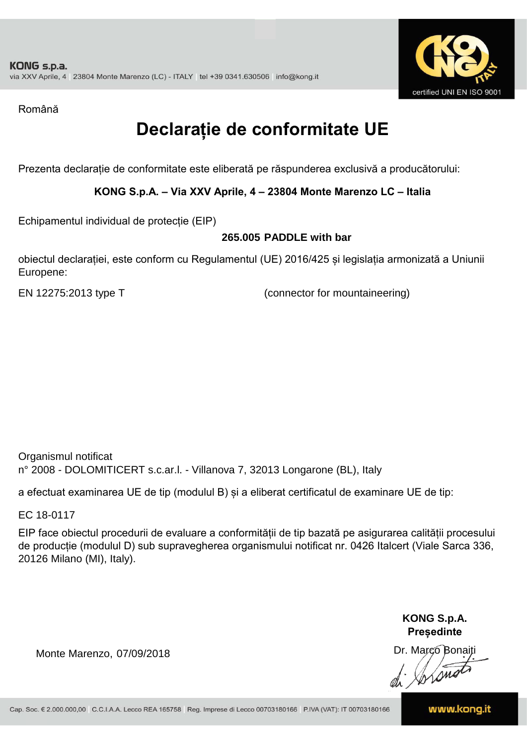KONG s.p.a.
via XXV Aprile, 4 | 23804 Monte Marenzo (LC) - ITALY | tel +39 0341.630506 | info@kong.it

certified UNI EN ISO 9001

Română

# Declarație de conformitate UE

Prezenta declarație de conformitate este eliberată pe răspunderea exclusivă a producătorului:

**KONG S.p.A. – Via XXV Aprile, 4 – 23804 Monte Marenzo LC – Italia**

Echipamentul individual de protecție (EIP)

**265.005 PADDLE with bar**

obiectul declarației, este conform cu Regulamentul (UE) 2016/425 și legislația armonizată a Uniunii Europene:

EN 12275:2013 type T (connector for mountaineering)

Organismul notificat
n° 2008 - DOLOMITICERT s.c.ar.l. - Villanova 7, 32013 Longarone (BL), Italy

a efectuat examinarea UE de tip (modulul B) și a eliberat certificatul de examinare UE de tip:

EC 18-0117

EIP face obiectul procedurii de evaluare a conformității de tip bazată pe asigurarea calității procesului de producție (modulul D) sub supravegherea organismului notificat nr. 0426 Italcert (Viale Sarca 336, 20126 Milano (MI), Italy).

Monte Marenzo, 07/09/2018

**KONG S.p.A.**
**Președinte**
Dr. Marco Bonaiti

Cap. Soc. € 2.000.000,00 | C.C.I.A.A. Lecco REA 165758 | Reg. Imprese di Lecco 00703180166 | P.IVA (VAT): IT 00703180166

www.kong.it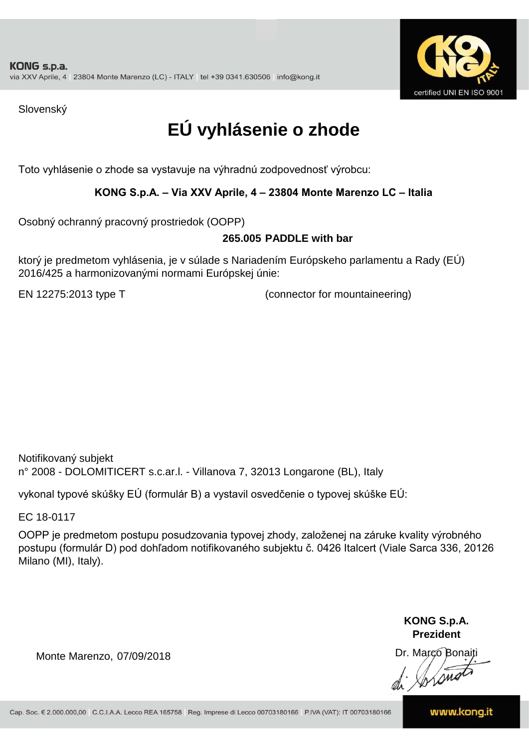Slovenský

# EÚ vyhlásenie o zhode

Toto vyhlásenie o zhode sa vystavuje na výhradnú zodpovednosť výrobcu:

**KONG S.p.A. – Via XXV Aprile, 4 – 23804 Monte Marenzo LC – Italia**

Osobný ochranný pracovný prostriedok (OOPP)

**265.005 PADDLE with bar**

ktorý je predmetom vyhlásenia, je v súlade s Nariadením Európskeho parlamentu a Rady (EÚ) 2016/425 a harmonizovanými normami Európskej únie:

EN 12275:2013 type T (connector for mountaineering)

Notifikovaný subjekt
n° 2008 - DOLOMITICERT s.c.ar.l. - Villanova 7, 32013 Longarone (BL), Italy

vykonal typové skúšky EÚ (formulár B) a vystavil osvedčenie o typovej skúške EÚ:

EC 18-0117

OOPP je predmetom postupu posudzovania typovej zhody, založenej na záruke kvality výrobného postupu (formulár D) pod dohľadom notifikovaného subjektu č. 0426 Italcert (Viale Sarca 336, 20126 Milano (MI), Italy).

Monte Marenzo, 07/09/2018

**KONG S.p.A.**
**Prezident**
Dr. Marco Bonaiti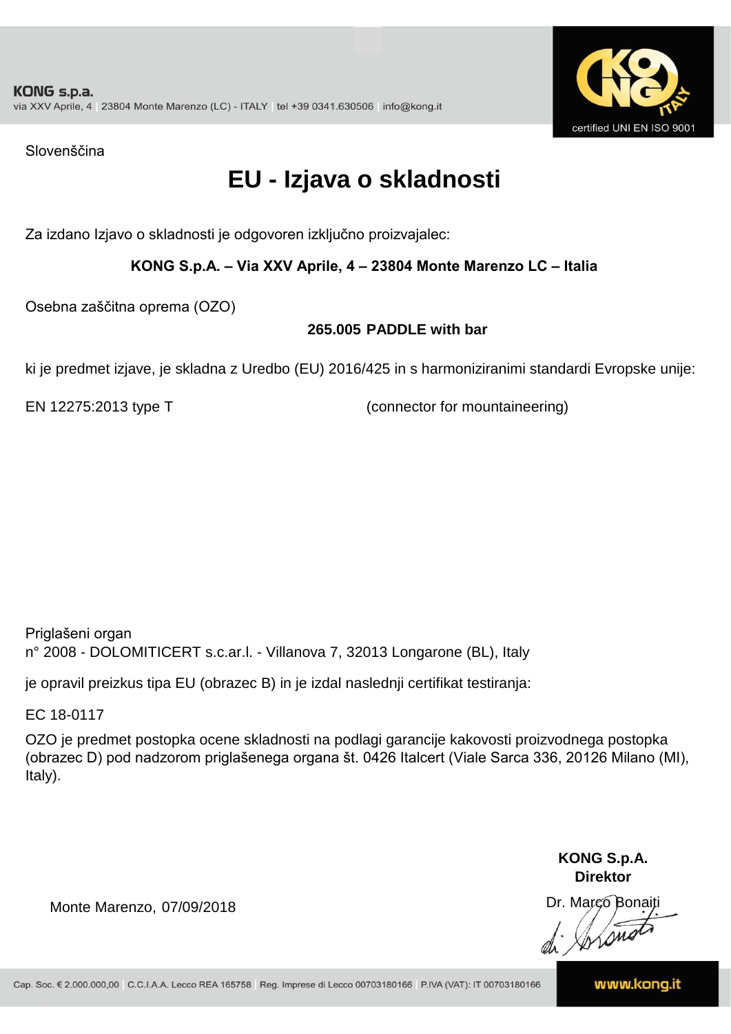KONG s.p.a.
via XXV Aprile, 4 | 23804 Monte Marenzo (LC) - ITALY | tel +39 0341.630506 | info@kong.it

certified UNI EN ISO 9001

Slovenščina

# EU - Izjava o skladnosti

Za izdano Izjavo o skladnosti je odgovoren izključno proizvajalec:

**KONG S.p.A. – Via XXV Aprile, 4 – 23804 Monte Marenzo LC – Italia**

Osebna zaščitna oprema (OZO)

**265.005 PADDLE with bar**

ki je predmet izjave, je skladna z Uredbo (EU) 2016/425 in s harmoniziranimi standardi Evropske unije:

EN 12275:2013 type T (connector for mountaineering)

Priglašeni organ
n° 2008 - DOLOMITICERT s.c.ar.l. - Villanova 7, 32013 Longarone (BL), Italy

je opravil preizkus tipa EU (obrazec B) in je izdal naslednji certifikat testiranja:

EC 18-0117

OZO je predmet postopka ocene skladnosti na podlagi garancije kakovosti proizvodnega postopka (obrazec D) pod nadzorom priglašenega organa št. 0426 Italcert (Viale Sarca 336, 20126 Milano (MI), Italy).

**KONG S.p.A.**
**Direktor**

Monte Marenzo, 07/09/2018

Dr. Marco Bonaiti

Cap. Soc. € 2.000.000,00 | C.C.I.A.A. Lecco REA 165758 | Reg. Imprese di Lecco 00703180166 | P.IVA (VAT): IT 00703180166

www.kong.it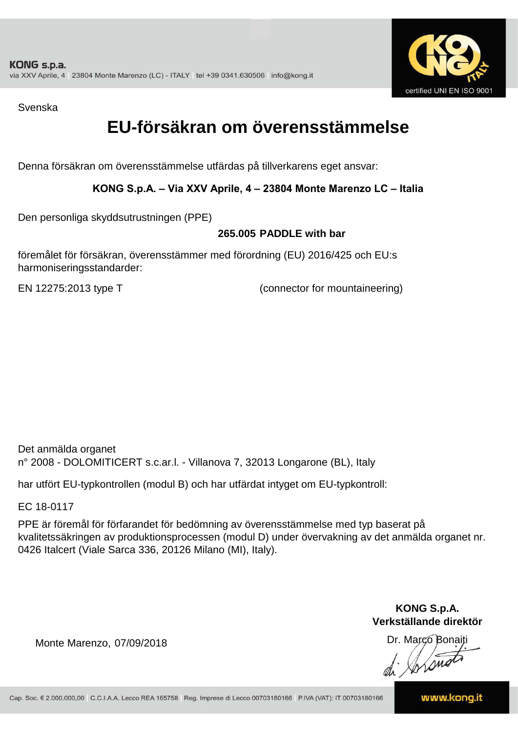Svenska

# EU-försäkran om överensstämmelse

Denna försäkran om överensstämmelse utfärdas på tillverkarens eget ansvar:

**KONG S.p.A. – Via XXV Aprile, 4 – 23804 Monte Marenzo LC – Italia**

Den personliga skyddsutrustningen (PPE)

**265.005 PADDLE with bar**

föremålet för försäkran, överensstämmer med förordning (EU) 2016/425 och EU:s harmoniseringsstandarder:

EN 12275:2013 type T (connector for mountaineering)

Det anmälda organet
n° 2008 - DOLOMITICERT s.c.ar.l. - Villanova 7, 32013 Longarone (BL), Italy

har utfört EU-typkontrollen (modul B) och har utfärdat intyget om EU-typkontroll:

EC 18-0117

PPE är föremål för förfarandet för bedömning av överensstämmelse med typ baserat på kvalitetssäkringen av produktionsprocessen (modul D) under övervakning av det anmälda organet nr. 0426 Italcert (Viale Sarca 336, 20126 Milano (MI), Italy).

Monte Marenzo, 07/09/2018

**KONG S.p.A.**
**Verkställande direktör**

Dr. Marco Bonaiti